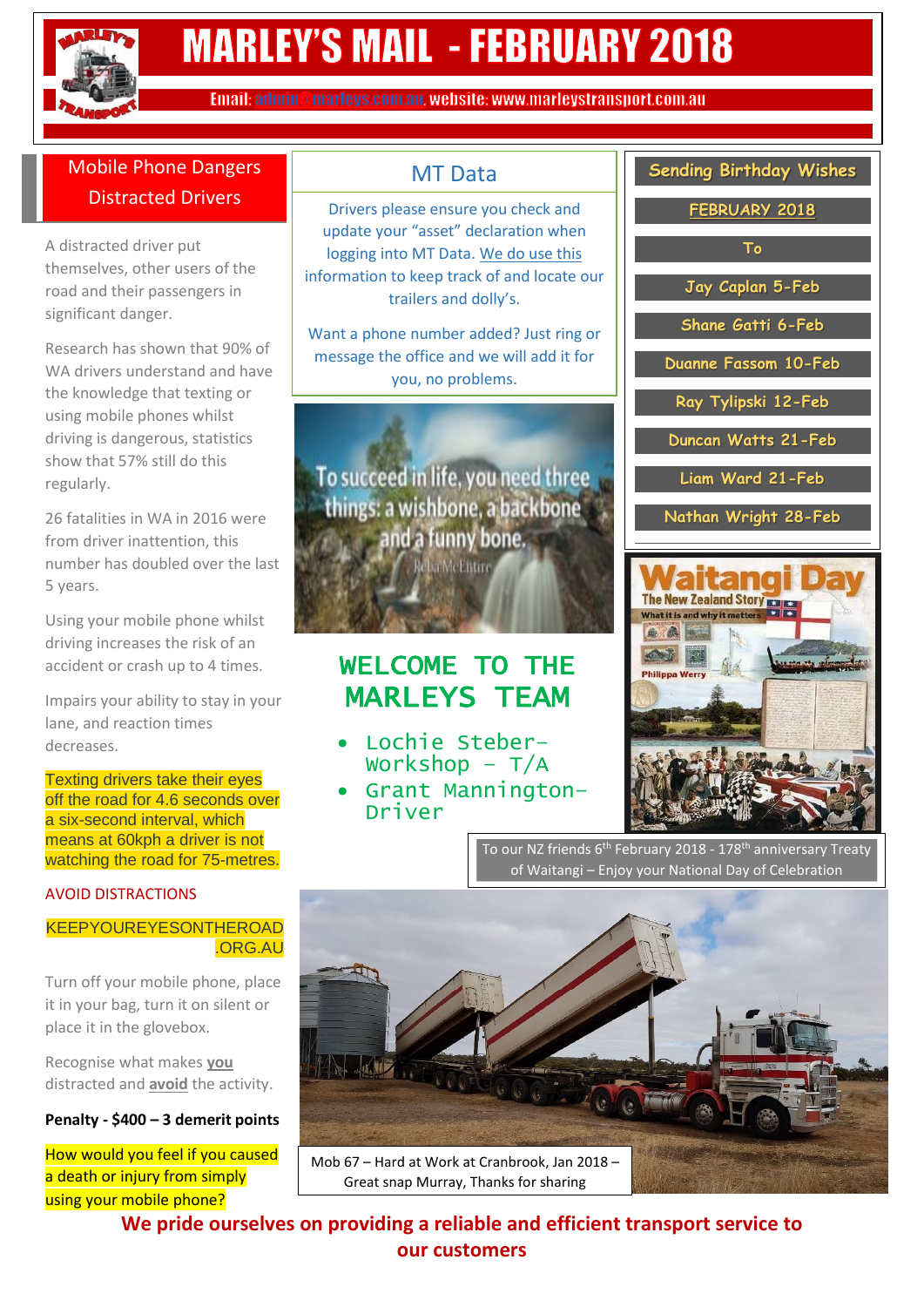# MARLEY'S MAIL - FEBRUARY 2018

Email: admin@marleys.com.au website: www.marleystransport.com.au

## Mobile Phone Dangers Distracted Drivers

A distracted driver put themselves, other users of the road and their passengers in significant danger.

Research has shown that 90% of WA drivers understand and have the knowledge that texting or using mobile phones whilst driving is dangerous, statistics show that 57% still do this regularly.

26 fatalities in WA in 2016 were from driver inattention, this number has doubled over the last 5 years.

Using your mobile phone whilst driving increases the risk of an accident or crash up to 4 times.

Impairs your ability to stay in your lane, and reaction times decreases.

Texting drivers take their eyes off the road for 4.6 seconds over a six-second interval, which means at 60kph a driver is not watching the road for 75-metres.

AVOID DISTRACTIONS

KEEPYOUREYESONTHEROAD.ORG.AU

Turn off your mobile phone, place it in your bag, turn it on silent or place it in the glovebox.

Recognise what makes **you** distracted and **avoid** the activity.

**Penalty - $400 – 3 demerit points**

How would you feel if you caused a death or injury from simply using your mobile phone?

## MT Data

Drivers please ensure you check and update your "asset" declaration when logging into MT Data. We do use this information to keep track of and locate our trailers and dolly's.

Want a phone number added? Just ring or message the office and we will add it for you, no problems.

To succeed in life, you need three things: a wishbone, a backbone and a funny bone. – Reba McEntire

## WELCOME TO THE MARLEYS TEAM

- Lochie Steber– Workshop – T/A
- Grant Mannington– Driver

## Sending Birthday Wishes

FEBRUARY 2018

To

- Jay Caplan 5-Feb
- Shane Gatti 6-Feb
- Duanne Fassom 10-Feb
- Ray Tylipski 12-Feb
- Duncan Watts 21-Feb
- Liam Ward 21-Feb
- Nathan Wright 28-Feb

To our NZ friends 6th February 2018 - 178th anniversary Treaty of Waitangi – Enjoy your National Day of Celebration

Mob 67 – Hard at Work at Cranbrook, Jan 2018 – Great snap Murray, Thanks for sharing

**We pride ourselves on providing a reliable and efficient transport service to our customers**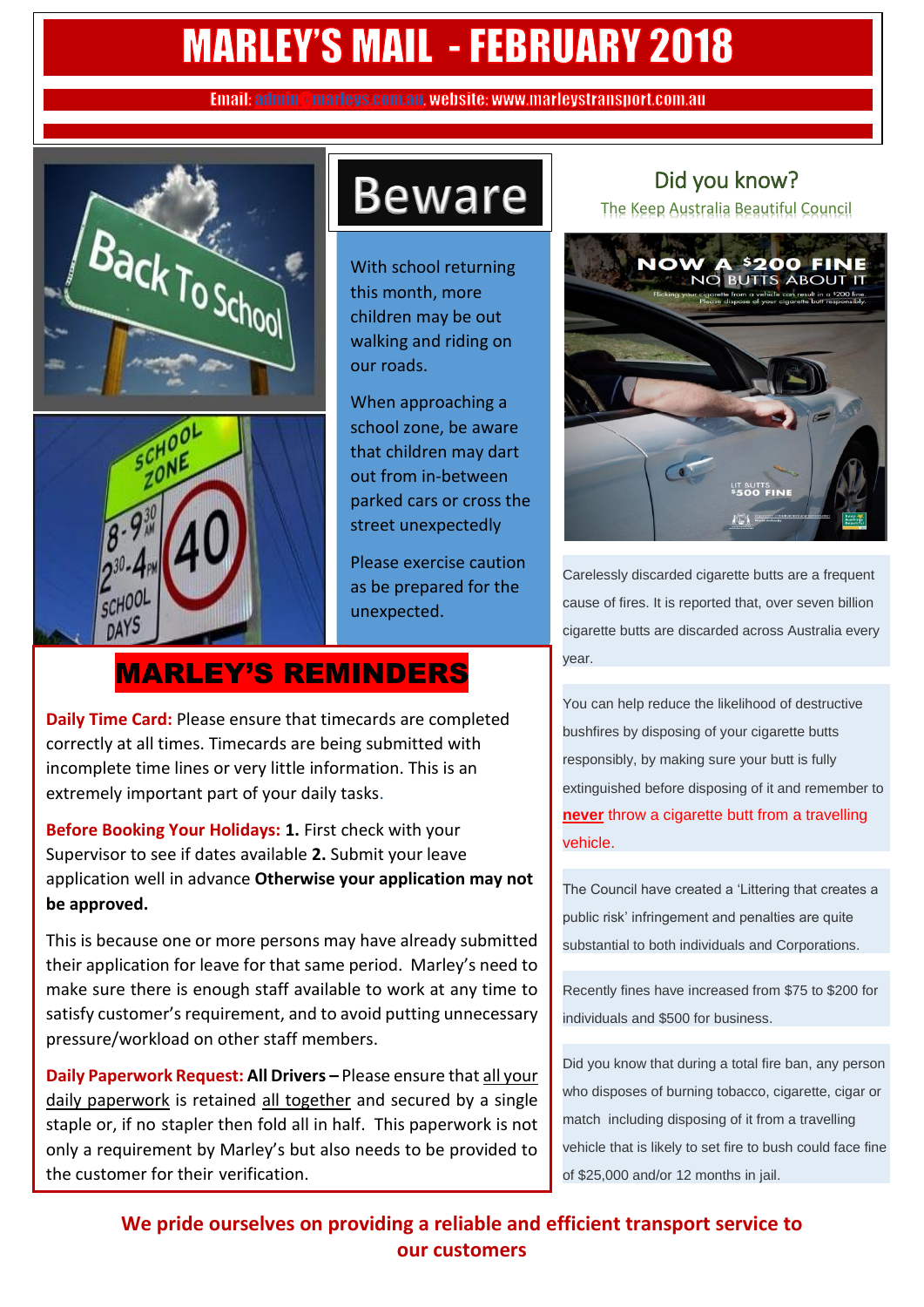# MARLEY'S MAIL - FEBRUARY 2018

Email: admin@marleys.com.au website: www.marleystransport.com.au

## Beware

With school returning this month, more children may be out walking and riding on our roads.

When approaching a school zone, be aware that children may dart out from in-between parked cars or cross the street unexpectedly

Please exercise caution as be prepared for the unexpected.

## MARLEY'S REMINDERS

**Daily Time Card:** Please ensure that timecards are completed correctly at all times. Timecards are being submitted with incomplete time lines or very little information. This is an extremely important part of your daily tasks.

**Before Booking Your Holidays:** **1.** First check with your Supervisor to see if dates available **2.** Submit your leave application well in advance **Otherwise your application may not be approved.**

This is because one or more persons may have already submitted their application for leave for that same period. Marley's need to make sure there is enough staff available to work at any time to satisfy customer's requirement, and to avoid putting unnecessary pressure/workload on other staff members.

**Daily Paperwork Request:** **All Drivers –** Please ensure that all your daily paperwork is retained all together and secured by a single staple or, if no stapler then fold all in half. This paperwork is not only a requirement by Marley's but also needs to be provided to the customer for their verification.

## Did you know?

The Keep Australia Beautiful Council

Carelessly discarded cigarette butts are a frequent cause of fires. It is reported that, over seven billion cigarette butts are discarded across Australia every year.

You can help reduce the likelihood of destructive bushfires by disposing of your cigarette butts responsibly, by making sure your butt is fully extinguished before disposing of it and remember to **never** throw a cigarette butt from a travelling vehicle.

The Council have created a 'Littering that creates a public risk' infringement and penalties are quite substantial to both individuals and Corporations.

Recently fines have increased from $75 to $200 for individuals and $500 for business.

Did you know that during a total fire ban, any person who disposes of burning tobacco, cigarette, cigar or match including disposing of it from a travelling vehicle that is likely to set fire to bush could face fine of $25,000 and/or 12 months in jail.

**We pride ourselves on providing a reliable and efficient transport service to our customers**